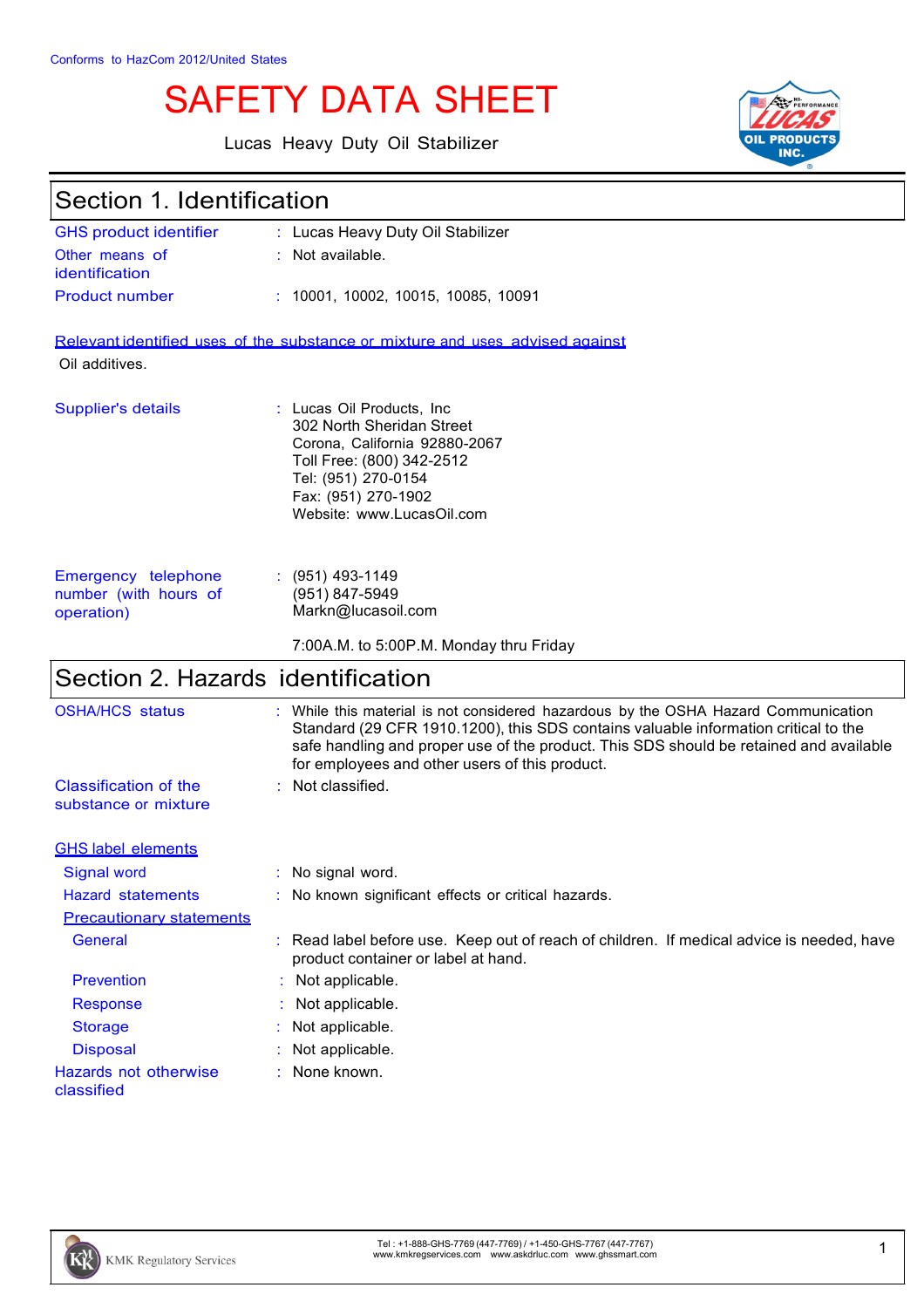Conforms to HazCom 2012/United States

# SAFETY DATA SHEET

Lucas Heavy Duty Oil Stabilizer

## Section 1. Identification

| | |
|---|---|
| GHS product identifier | : Lucas Heavy Duty Oil Stabilizer |
| Other means of identification | : Not available. |
| Product number | : 10001, 10002, 10015, 10085, 10091 |

**Relevant identified uses of the substance or mixture and uses advised against**

Oil additives.

| | |
|---|---|
| Supplier's details | : Lucas Oil Products, Inc<br>302 North Sheridan Street<br>Corona, California 92880-2067<br>Toll Free: (800) 342-2512<br>Tel: (951) 270-0154<br>Fax: (951) 270-1902<br>Website: www.LucasOil.com |
| Emergency telephone number (with hours of operation) | : (951) 493-1149<br>(951) 847-5949<br>Markn@lucasoil.com<br><br>7:00A.M. to 5:00P.M. Monday thru Friday |

## Section 2. Hazards identification

| | |
|---|---|
| OSHA/HCS status | : While this material is not considered hazardous by the OSHA Hazard Communication Standard (29 CFR 1910.1200), this SDS contains valuable information critical to the safe handling and proper use of the product. This SDS should be retained and available for employees and other users of this product. |
| Classification of the substance or mixture | : Not classified. |

**GHS label elements**

| | |
|---|---|
| Signal word | : No signal word. |
| Hazard statements | : No known significant effects or critical hazards. |

**Precautionary statements**

| | |
|---|---|
| General | : Read label before use. Keep out of reach of children. If medical advice is needed, have product container or label at hand. |
| Prevention | : Not applicable. |
| Response | : Not applicable. |
| Storage | : Not applicable. |
| Disposal | : Not applicable. |
| Hazards not otherwise classified | : None known. |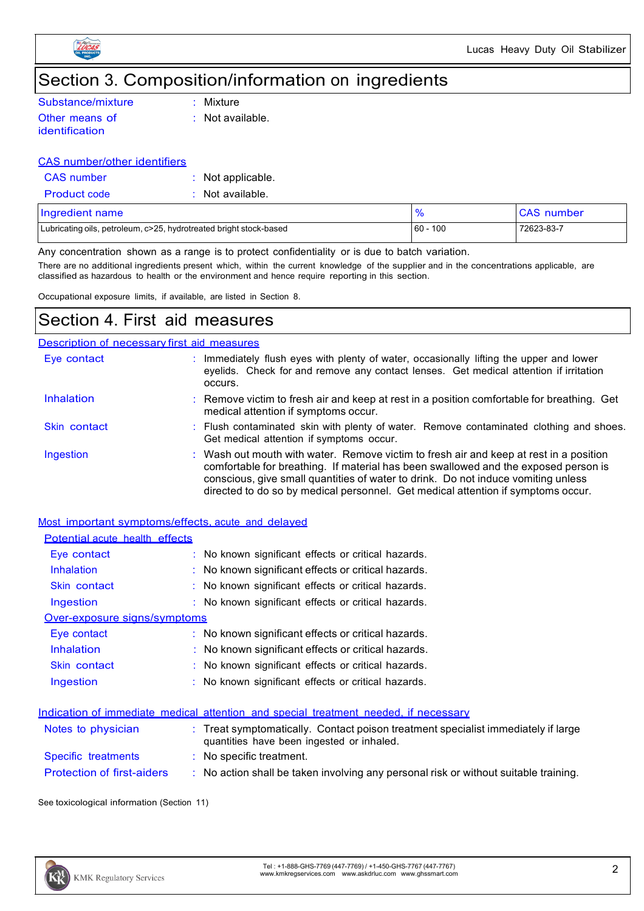# Section 3. Composition/information on ingredients

**Substance/mixture** : Mixture

**Other means of identification** : Not available.

### CAS number/other identifiers

**CAS number** : Not applicable.

**Product code** : Not available.

| Ingredient name | % | CAS number |
|---|---|---|
| Lubricating oils, petroleum, c>25, hydrotreated bright stock-based | 60 - 100 | 72623-83-7 |

Any concentration shown as a range is to protect confidentiality or is due to batch variation.

There are no additional ingredients present which, within the current knowledge of the supplier and in the concentrations applicable, are classified as hazardous to health or the environment and hence require reporting in this section.

Occupational exposure limits, if available, are listed in Section 8.

# Section 4. First aid measures

### Description of necessary first aid measures

**Eye contact** : Immediately flush eyes with plenty of water, occasionally lifting the upper and lower eyelids. Check for and remove any contact lenses. Get medical attention if irritation occurs.

**Inhalation** : Remove victim to fresh air and keep at rest in a position comfortable for breathing. Get medical attention if symptoms occur.

**Skin contact** : Flush contaminated skin with plenty of water. Remove contaminated clothing and shoes. Get medical attention if symptoms occur.

**Ingestion** : Wash out mouth with water. Remove victim to fresh air and keep at rest in a position comfortable for breathing. If material has been swallowed and the exposed person is conscious, give small quantities of water to drink. Do not induce vomiting unless directed to do so by medical personnel. Get medical attention if symptoms occur.

### Most important symptoms/effects, acute and delayed

#### Potential acute health effects

**Eye contact** : No known significant effects or critical hazards.

**Inhalation** : No known significant effects or critical hazards.

**Skin contact** : No known significant effects or critical hazards.

**Ingestion** : No known significant effects or critical hazards.

#### Over-exposure signs/symptoms

**Eye contact** : No known significant effects or critical hazards.

**Inhalation** : No known significant effects or critical hazards.

**Skin contact** : No known significant effects or critical hazards.

**Ingestion** : No known significant effects or critical hazards.

### Indication of immediate medical attention and special treatment needed, if necessary

**Notes to physician** : Treat symptomatically. Contact poison treatment specialist immediately if large quantities have been ingested or inhaled.

**Specific treatments** : No specific treatment.

**Protection of first-aiders** : No action shall be taken involving any personal risk or without suitable training.

See toxicological information (Section 11)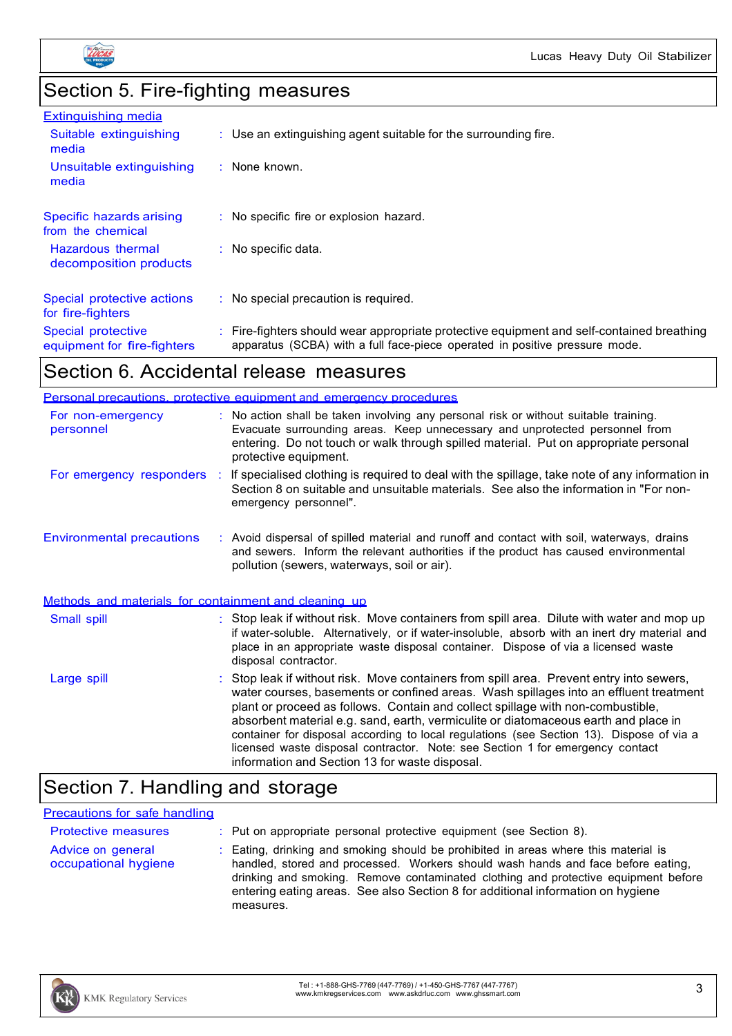## Section 5. Fire-fighting measures

**Extinguishing media**

| | | |
|---|---|---|
| Suitable extinguishing media | : | Use an extinguishing agent suitable for the surrounding fire. |
| Unsuitable extinguishing media | : | None known. |
| Specific hazards arising from the chemical | : | No specific fire or explosion hazard. |
| Hazardous thermal decomposition products | : | No specific data. |
| Special protective actions for fire-fighters | : | No special precaution is required. |
| Special protective equipment for fire-fighters | : | Fire-fighters should wear appropriate protective equipment and self-contained breathing apparatus (SCBA) with a full face-piece operated in positive pressure mode. |

## Section 6. Accidental release measures

**Personal precautions, protective equipment and emergency procedures**

| | | |
|---|---|---|
| For non-emergency personnel | : | No action shall be taken involving any personal risk or without suitable training. Evacuate surrounding areas. Keep unnecessary and unprotected personnel from entering. Do not touch or walk through spilled material. Put on appropriate personal protective equipment. |
| For emergency responders | : | If specialised clothing is required to deal with the spillage, take note of any information in Section 8 on suitable and unsuitable materials. See also the information in "For non-emergency personnel". |
| Environmental precautions | : | Avoid dispersal of spilled material and runoff and contact with soil, waterways, drains and sewers. Inform the relevant authorities if the product has caused environmental pollution (sewers, waterways, soil or air). |

**Methods and materials for containment and cleaning up**

| | | |
|---|---|---|
| Small spill | : | Stop leak if without risk. Move containers from spill area. Dilute with water and mop up if water-soluble. Alternatively, or if water-insoluble, absorb with an inert dry material and place in an appropriate waste disposal container. Dispose of via a licensed waste disposal contractor. |
| Large spill | : | Stop leak if without risk. Move containers from spill area. Prevent entry into sewers, water courses, basements or confined areas. Wash spillages into an effluent treatment plant or proceed as follows. Contain and collect spillage with non-combustible, absorbent material e.g. sand, earth, vermiculite or diatomaceous earth and place in container for disposal according to local regulations (see Section 13). Dispose of via a licensed waste disposal contractor. Note: see Section 1 for emergency contact information and Section 13 for waste disposal. |

## Section 7. Handling and storage

**Precautions for safe handling**

| | | |
|---|---|---|
| Protective measures | : | Put on appropriate personal protective equipment (see Section 8). |
| Advice on general occupational hygiene | : | Eating, drinking and smoking should be prohibited in areas where this material is handled, stored and processed. Workers should wash hands and face before eating, drinking and smoking. Remove contaminated clothing and protective equipment before entering eating areas. See also Section 8 for additional information on hygiene measures. |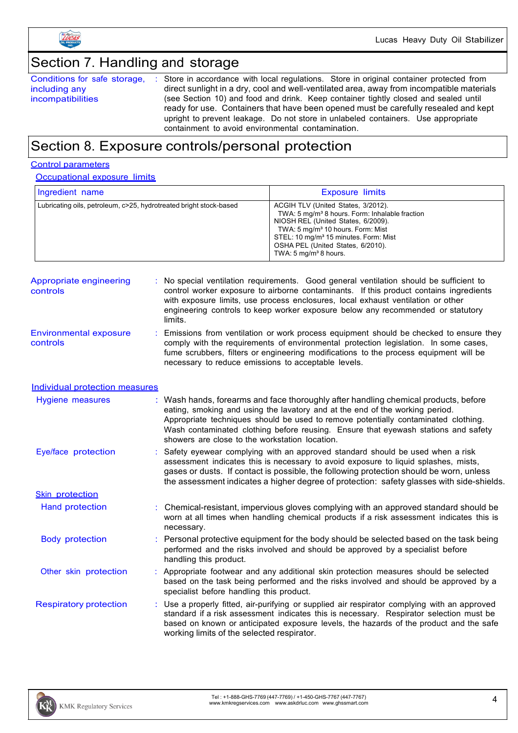## Section 7. Handling and storage

**Conditions for safe storage, including any incompatibilities** : Store in accordance with local regulations. Store in original container protected from direct sunlight in a dry, cool and well-ventilated area, away from incompatible materials (see Section 10) and food and drink. Keep container tightly closed and sealed until ready for use. Containers that have been opened must be carefully resealed and kept upright to prevent leakage. Do not store in unlabeled containers. Use appropriate containment to avoid environmental contamination.

## Section 8. Exposure controls/personal protection

### Control parameters

#### Occupational exposure limits

| Ingredient name | Exposure limits |
|---|---|
| Lubricating oils, petroleum, c>25, hydrotreated bright stock-based | ACGIH TLV (United States, 3/2012).<br>TWA: 5 mg/m³ 8 hours. Form: Inhalable fraction<br>NIOSH REL (United States, 6/2009).<br>TWA: 5 mg/m³ 10 hours. Form: Mist<br>STEL: 10 mg/m³ 15 minutes. Form: Mist<br>OSHA PEL (United States, 6/2010).<br>TWA: 5 mg/m³ 8 hours. |

**Appropriate engineering controls** : No special ventilation requirements. Good general ventilation should be sufficient to control worker exposure to airborne contaminants. If this product contains ingredients with exposure limits, use process enclosures, local exhaust ventilation or other engineering controls to keep worker exposure below any recommended or statutory limits.

**Environmental exposure controls** : Emissions from ventilation or work process equipment should be checked to ensure they comply with the requirements of environmental protection legislation. In some cases, fume scrubbers, filters or engineering modifications to the process equipment will be necessary to reduce emissions to acceptable levels.

### Individual protection measures

**Hygiene measures** : Wash hands, forearms and face thoroughly after handling chemical products, before eating, smoking and using the lavatory and at the end of the working period. Appropriate techniques should be used to remove potentially contaminated clothing. Wash contaminated clothing before reusing. Ensure that eyewash stations and safety showers are close to the workstation location.

**Eye/face protection** : Safety eyewear complying with an approved standard should be used when a risk assessment indicates this is necessary to avoid exposure to liquid splashes, mists, gases or dusts. If contact is possible, the following protection should be worn, unless the assessment indicates a higher degree of protection: safety glasses with side-shields.

#### Skin protection

**Hand protection** : Chemical-resistant, impervious gloves complying with an approved standard should be worn at all times when handling chemical products if a risk assessment indicates this is necessary.

**Body protection** : Personal protective equipment for the body should be selected based on the task being performed and the risks involved and should be approved by a specialist before handling this product.

**Other skin protection** : Appropriate footwear and any additional skin protection measures should be selected based on the task being performed and the risks involved and should be approved by a specialist before handling this product.

**Respiratory protection** : Use a properly fitted, air-purifying or supplied air respirator complying with an approved standard if a risk assessment indicates this is necessary. Respirator selection must be based on known or anticipated exposure levels, the hazards of the product and the safe working limits of the selected respirator.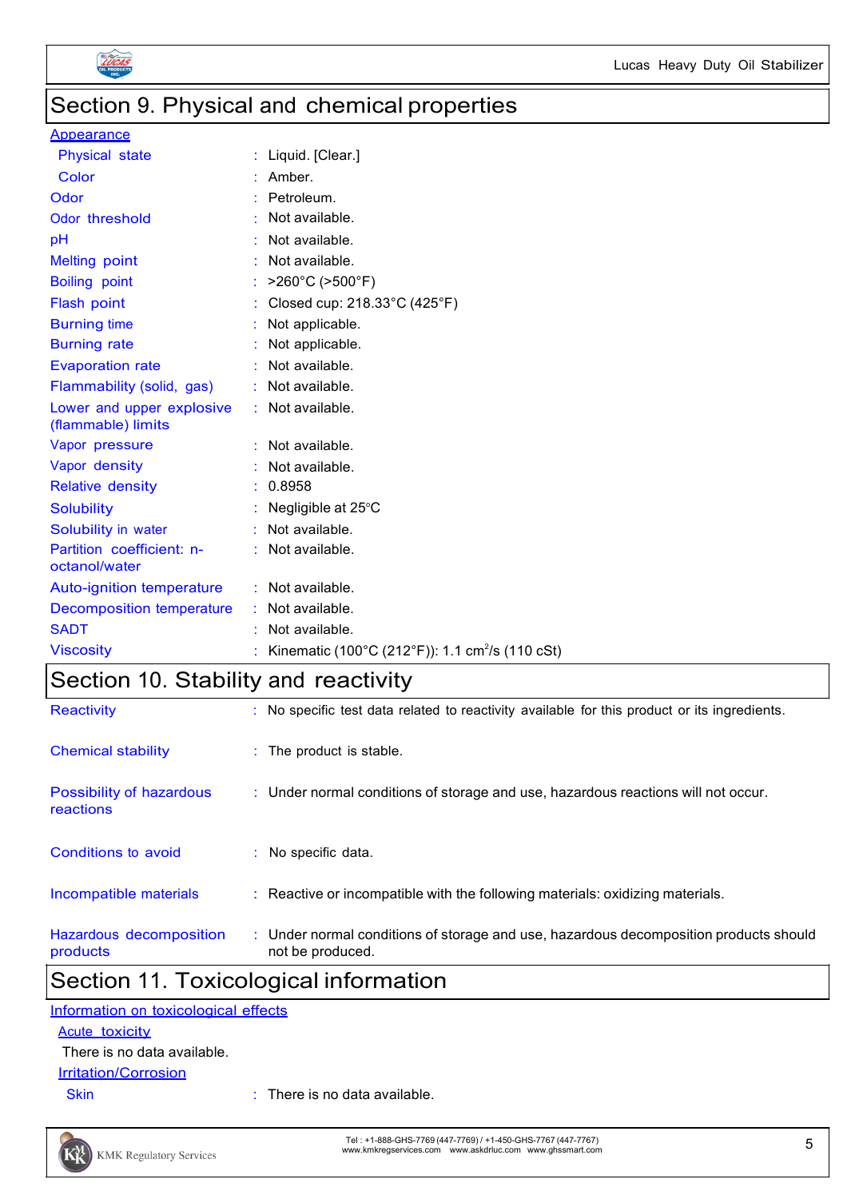## Section 9. Physical and chemical properties

**Appearance**

| | |
|---|---|
| Physical state | Liquid. [Clear.] |
| Color | Amber. |
| Odor | Petroleum. |
| Odor threshold | Not available. |
| pH | Not available. |
| Melting point | Not available. |
| Boiling point | >260°C (>500°F) |
| Flash point | Closed cup: 218.33°C (425°F) |
| Burning time | Not applicable. |
| Burning rate | Not applicable. |
| Evaporation rate | Not available. |
| Flammability (solid, gas) | Not available. |
| Lower and upper explosive (flammable) limits | Not available. |
| Vapor pressure | Not available. |
| Vapor density | Not available. |
| Relative density | 0.8958 |
| Solubility | Negligible at 25°C |
| Solubility in water | Not available. |
| Partition coefficient: n-octanol/water | Not available. |
| Auto-ignition temperature | Not available. |
| Decomposition temperature | Not available. |
| SADT | Not available. |
| Viscosity | Kinematic (100°C (212°F)): 1.1 $cm^2/s$ (110 cSt) |

## Section 10. Stability and reactivity

| | |
|---|---|
| Reactivity | No specific test data related to reactivity available for this product or its ingredients. |
| Chemical stability | The product is stable. |
| Possibility of hazardous reactions | Under normal conditions of storage and use, hazardous reactions will not occur. |
| Conditions to avoid | No specific data. |
| Incompatible materials | Reactive or incompatible with the following materials: oxidizing materials. |
| Hazardous decomposition products | Under normal conditions of storage and use, hazardous decomposition products should not be produced. |

## Section 11. Toxicological information

**Information on toxicological effects**

**Acute toxicity**

There is no data available.

**Irritation/Corrosion**

Skin : There is no data available.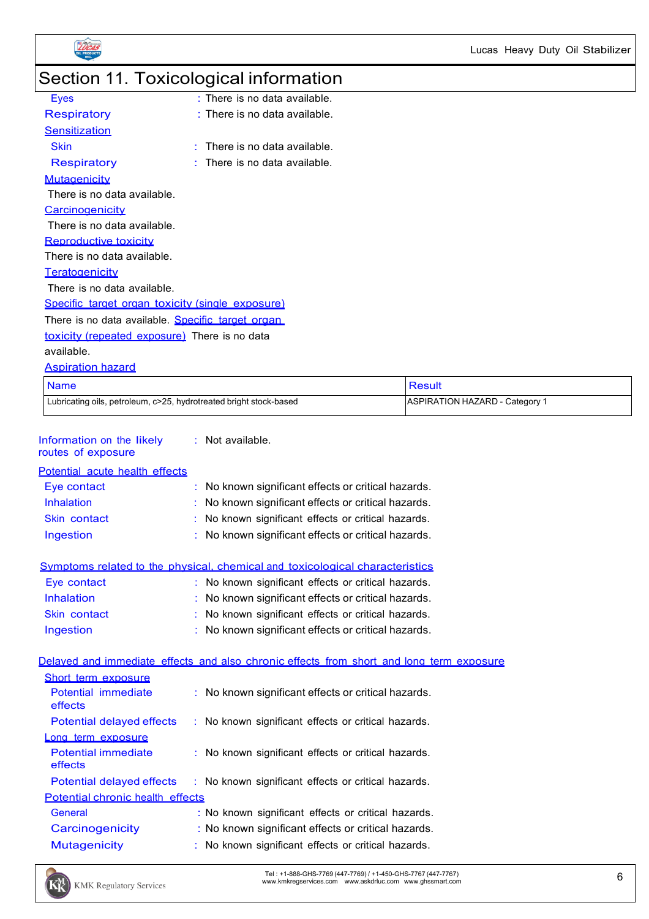## Section 11. Toxicological information

Eyes : There is no data available.

Respiratory : There is no data available.

Sensitization

Skin : There is no data available.

Respiratory : There is no data available.

Mutagenicity

There is no data available.

Carcinogenicity

There is no data available.

Reproductive toxicity

There is no data available.

Teratogenicity

There is no data available.

Specific target organ toxicity (single exposure)

There is no data available. Specific target organ toxicity (repeated exposure) There is no data available.

Aspiration hazard

| Name | Result |
| --- | --- |
| Lubricating oils, petroleum, c>25, hydrotreated bright stock-based | ASPIRATION HAZARD - Category 1 |

Information on the likely routes of exposure : Not available.

Potential acute health effects

Eye contact : No known significant effects or critical hazards.

Inhalation : No known significant effects or critical hazards.

Skin contact : No known significant effects or critical hazards.

Ingestion : No known significant effects or critical hazards.

Symptoms related to the physical, chemical and toxicological characteristics

Eye contact : No known significant effects or critical hazards.

Inhalation : No known significant effects or critical hazards.

Skin contact : No known significant effects or critical hazards.

Ingestion : No known significant effects or critical hazards.

Delayed and immediate effects and also chronic effects from short and long term exposure

Short term exposure

Potential immediate effects : No known significant effects or critical hazards.

Potential delayed effects : No known significant effects or critical hazards.

Long term exposure

Potential immediate effects : No known significant effects or critical hazards.

Potential delayed effects : No known significant effects or critical hazards.

Potential chronic health effects

General : No known significant effects or critical hazards.

Carcinogenicity : No known significant effects or critical hazards.

Mutagenicity : No known significant effects or critical hazards.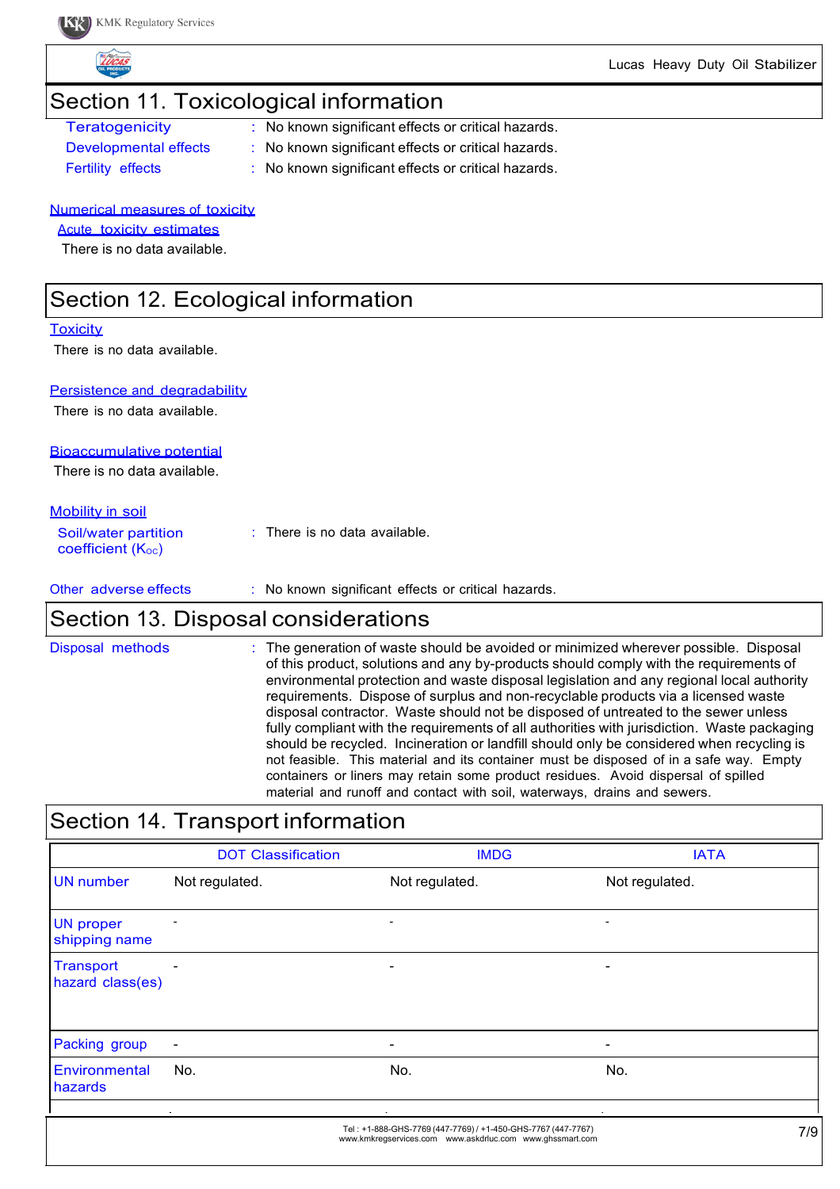## Section 11. Toxicological information

**Teratogenicity** : No known significant effects or critical hazards.

**Developmental effects** : No known significant effects or critical hazards.

**Fertility effects** : No known significant effects or critical hazards.

### Numerical measures of toxicity

#### Acute toxicity estimates

There is no data available.

## Section 12. Ecological information

### Toxicity

There is no data available.

### Persistence and degradability

There is no data available.

### Bioaccumulative potential

There is no data available.

### Mobility in soil

**Soil/water partition coefficient ($K_{OC}$)** : There is no data available.

**Other adverse effects** : No known significant effects or critical hazards.

## Section 13. Disposal considerations

**Disposal methods** : The generation of waste should be avoided or minimized wherever possible. Disposal of this product, solutions and any by-products should comply with the requirements of environmental protection and waste disposal legislation and any regional local authority requirements. Dispose of surplus and non-recyclable products via a licensed waste disposal contractor. Waste should not be disposed of untreated to the sewer unless fully compliant with the requirements of all authorities with jurisdiction. Waste packaging should be recycled. Incineration or landfill should only be considered when recycling is not feasible. This material and its container must be disposed of in a safe way. Empty containers or liners may retain some product residues. Avoid dispersal of spilled material and runoff and contact with soil, waterways, drains and sewers.

## Section 14. Transport information

| | DOT Classification | IMDG | IATA |
|---|---|---|---|
| UN number | Not regulated. | Not regulated. | Not regulated. |
| UN proper shipping name | - | - | - |
| Transport hazard class(es) | - | - | - |
| Packing group | - | - | - |
| Environmental hazards | No. | No. | No. |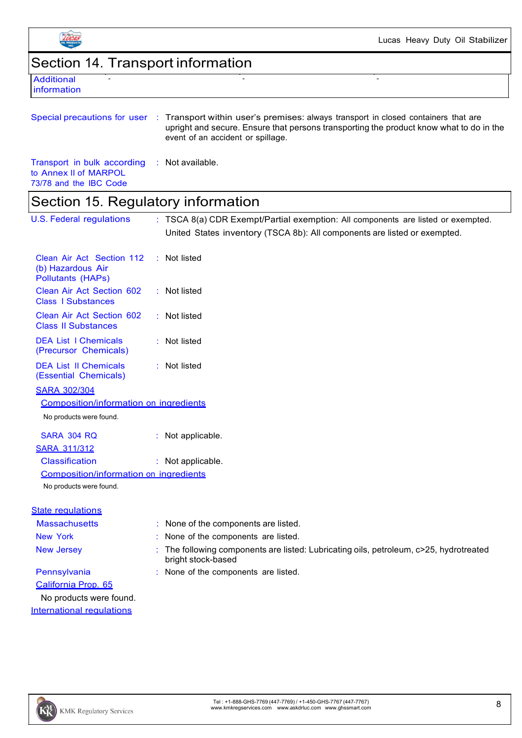## Section 14. Transport information

| Additional information | - | - | - |
|---|---|---|---|

**Special precautions for user** : Transport within user's premises: always transport in closed containers that are upright and secure. Ensure that persons transporting the product know what to do in the event of an accident or spillage.

**Transport in bulk according to Annex II of MARPOL 73/78 and the IBC Code** : Not available.

## Section 15. Regulatory information

**U.S. Federal regulations** : TSCA 8(a) CDR Exempt/Partial exemption: All components are listed or exempted.

United States inventory (TSCA 8b): All components are listed or exempted.

**Clean Air Act Section 112 (b) Hazardous Air Pollutants (HAPs)** : Not listed

**Clean Air Act Section 602 Class I Substances** : Not listed

**Clean Air Act Section 602 Class II Substances** : Not listed

**DEA List I Chemicals (Precursor Chemicals)** : Not listed

**DEA List II Chemicals (Essential Chemicals)** : Not listed

**SARA 302/304**

**Composition/information on ingredients**

No products were found.

**SARA 304 RQ** : Not applicable.

**SARA 311/312**

**Classification** : Not applicable.

**Composition/information on ingredients**

No products were found.

**State regulations**

**Massachusetts** : None of the components are listed.

**New York** : None of the components are listed.

**New Jersey** : The following components are listed: Lubricating oils, petroleum, c>25, hydrotreated bright stock-based

**Pennsylvania** : None of the components are listed.

**California Prop. 65**

No products were found.

**International regulations**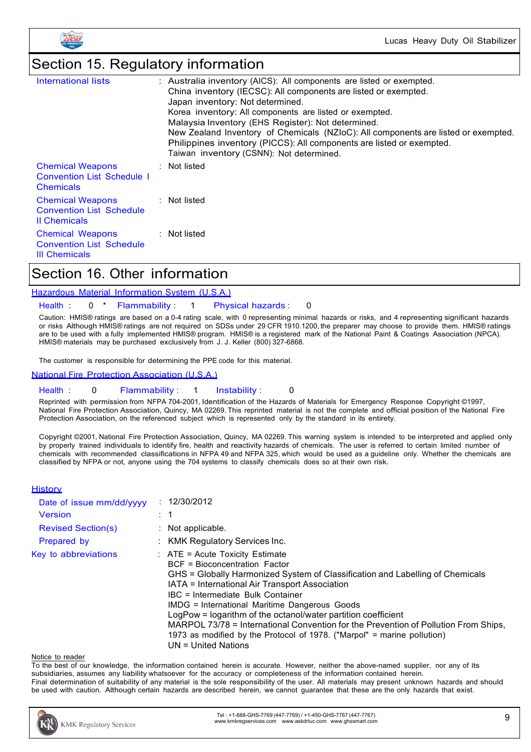## Section 15. Regulatory information

| | |
|---|---|
| International lists | : Australia inventory (AICS): All components are listed or exempted.<br>China inventory (IECSC): All components are listed or exempted.<br>Japan inventory: Not determined.<br>Korea inventory: All components are listed or exempted.<br>Malaysia Inventory (EHS Register): Not determined.<br>New Zealand Inventory of Chemicals (NZIoC): All components are listed or exempted.<br>Philippines inventory (PICCS): All components are listed or exempted.<br>Taiwan inventory (CSNN): Not determined. |
| Chemical Weapons Convention List Schedule I Chemicals | : Not listed |
| Chemical Weapons Convention List Schedule II Chemicals | : Not listed |
| Chemical Weapons Convention List Schedule III Chemicals | : Not listed |

## Section 16. Other information

Hazardous Material Information System (U.S.A.)

Health : 0 * Flammability : 1 Physical hazards : 0

Caution: HMIS® ratings are based on a 0-4 rating scale, with 0 representing minimal hazards or risks, and 4 representing significant hazards or risks Although HMIS® ratings are not required on SDSs under 29 CFR 1910.1200, the preparer may choose to provide them. HMIS® ratings are to be used with a fully implemented HMIS® program. HMIS® is a registered mark of the National Paint & Coatings Association (NPCA). HMIS® materials may be purchased exclusively from J. J. Keller (800) 327-6868.

The customer is responsible for determining the PPE code for this material.

National Fire Protection Association (U.S.A.)

Health : 0 Flammability : 1 Instability : 0

Reprinted with permission from NFPA 704-2001, Identification of the Hazards of Materials for Emergency Response Copyright ©1997, National Fire Protection Association, Quincy, MA 02269. This reprinted material is not the complete and official position of the National Fire Protection Association, on the referenced subject which is represented only by the standard in its entirety.

Copyright ©2001, National Fire Protection Association, Quincy, MA 02269. This warning system is intended to be interpreted and applied only by properly trained individuals to identify fire, health and reactivity hazards of chemicals. The user is referred to certain limited number of chemicals with recommended classifications in NFPA 49 and NFPA 325, which would be used as a guideline only. Whether the chemicals are classified by NFPA or not, anyone using the 704 systems to classify chemicals does so at their own risk.

History

| | |
|---|---|
| Date of issue mm/dd/yyyy | : 12/30/2012 |
| Version | : 1 |
| Revised Section(s) | : Not applicable. |
| Prepared by | : KMK Regulatory Services Inc. |
| Key to abbreviations | : ATE = Acute Toxicity Estimate<br>BCF = Bioconcentration Factor<br>GHS = Globally Harmonized System of Classification and Labelling of Chemicals<br>IATA = International Air Transport Association<br>IBC = Intermediate Bulk Container<br>IMDG = International Maritime Dangerous Goods<br>LogPow = logarithm of the octanol/water partition coefficient<br>MARPOL 73/78 = International Convention for the Prevention of Pollution From Ships, 1973 as modified by the Protocol of 1978. ("Marpol" = marine pollution)<br>UN = United Nations |

Notice to reader

To the best of our knowledge, the information contained herein is accurate. However, neither the above-named supplier, nor any of its subsidiaries, assumes any liability whatsoever for the accuracy or completeness of the information contained herein.
Final determination of suitability of any material is the sole responsibility of the user. All materials may present unknown hazards and should be used with caution. Although certain hazards are described herein, we cannot guarantee that these are the only hazards that exist.